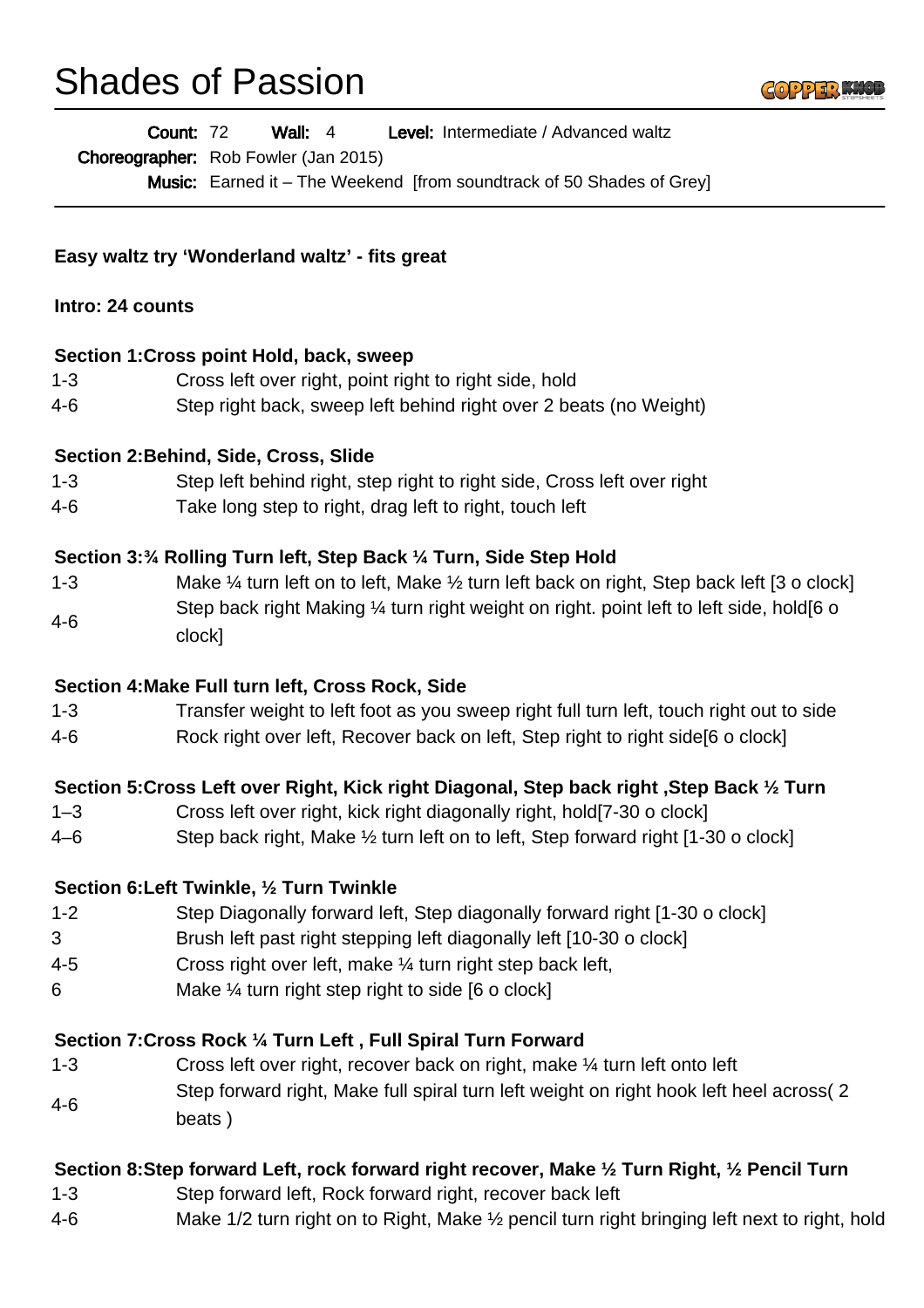# Shades of Passion

**Count:** 72 **Wall:** 4 **Level:** Intermediate / Advanced waltz
**Choreographer:** Rob Fowler (Jan 2015)
**Music:** Earned it – The Weekend [from soundtrack of 50 Shades of Grey]

**Easy waltz try 'Wonderland waltz' - fits great**

**Intro: 24 counts**

**Section 1:Cross point Hold, back, sweep**

| | |
|---|---|
| 1-3 | Cross left over right, point right to right side, hold |
| 4-6 | Step right back, sweep left behind right over 2 beats (no Weight) |

**Section 2:Behind, Side, Cross, Slide**

| | |
|---|---|
| 1-3 | Step left behind right, step right to right side, Cross left over right |
| 4-6 | Take long step to right, drag left to right, touch left |

**Section 3:¾ Rolling Turn left, Step Back ¼ Turn, Side Step Hold**

| | |
|---|---|
| 1-3 | Make ¼ turn left on to left, Make ½ turn left back on right, Step back left [3 o clock] |
| 4-6 | Step back right Making ¼ turn right weight on right. point left to left side, hold[6 o clock] |

**Section 4:Make Full turn left, Cross Rock, Side**

| | |
|---|---|
| 1-3 | Transfer weight to left foot as you sweep right full turn left, touch right out to side |
| 4-6 | Rock right over left, Recover back on left, Step right to right side[6 o clock] |

**Section 5:Cross Left over Right, Kick right Diagonal, Step back right ,Step Back ½ Turn**

| | |
|---|---|
| 1–3 | Cross left over right, kick right diagonally right, hold[7-30 o clock] |
| 4–6 | Step back right, Make ½ turn left on to left, Step forward right [1-30 o clock] |

**Section 6:Left Twinkle, ½ Turn Twinkle**

| | |
|---|---|
| 1-2 | Step Diagonally forward left, Step diagonally forward right [1-30 o clock] |
| 3 | Brush left past right stepping left diagonally left [10-30 o clock] |
| 4-5 | Cross right over left, make ¼ turn right step back left, |
| 6 | Make ¼ turn right step right to side [6 o clock] |

**Section 7:Cross Rock ¼ Turn Left , Full Spiral Turn Forward**

| | |
|---|---|
| 1-3 | Cross left over right, recover back on right, make ¼ turn left onto left |
| 4-6 | Step forward right, Make full spiral turn left weight on right hook left heel across( 2 beats ) |

**Section 8:Step forward Left, rock forward right recover, Make ½ Turn Right, ½ Pencil Turn**

| | |
|---|---|
| 1-3 | Step forward left, Rock forward right, recover back left |
| 4-6 | Make 1/2 turn right on to Right, Make ½ pencil turn right bringing left next to right, hold |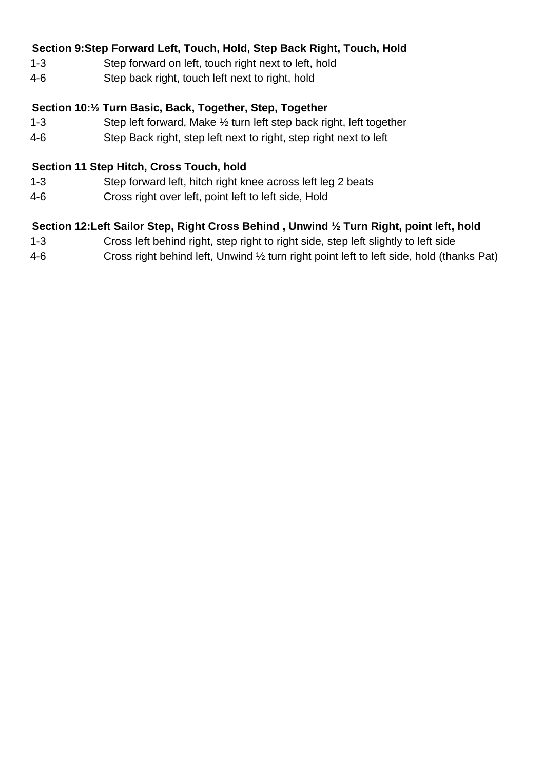**Section 9:Step Forward Left, Touch, Hold, Step Back Right, Touch, Hold**

| | |
|---|---|
| 1-3 | Step forward on left, touch right next to left, hold |
| 4-6 | Step back right, touch left next to right, hold |

**Section 10:½ Turn Basic, Back, Together, Step, Together**

| | |
|---|---|
| 1-3 | Step left forward, Make ½ turn left step back right, left together |
| 4-6 | Step Back right, step left next to right, step right next to left |

**Section 11 Step Hitch, Cross Touch, hold**

| | |
|---|---|
| 1-3 | Step forward left, hitch right knee across left leg 2 beats |
| 4-6 | Cross right over left, point left to left side, Hold |

**Section 12:Left Sailor Step, Right Cross Behind , Unwind ½ Turn Right, point left, hold**

| | |
|---|---|
| 1-3 | Cross left behind right, step right to right side, step left slightly to left side |
| 4-6 | Cross right behind left, Unwind ½ turn right point left to left side, hold (thanks Pat) |